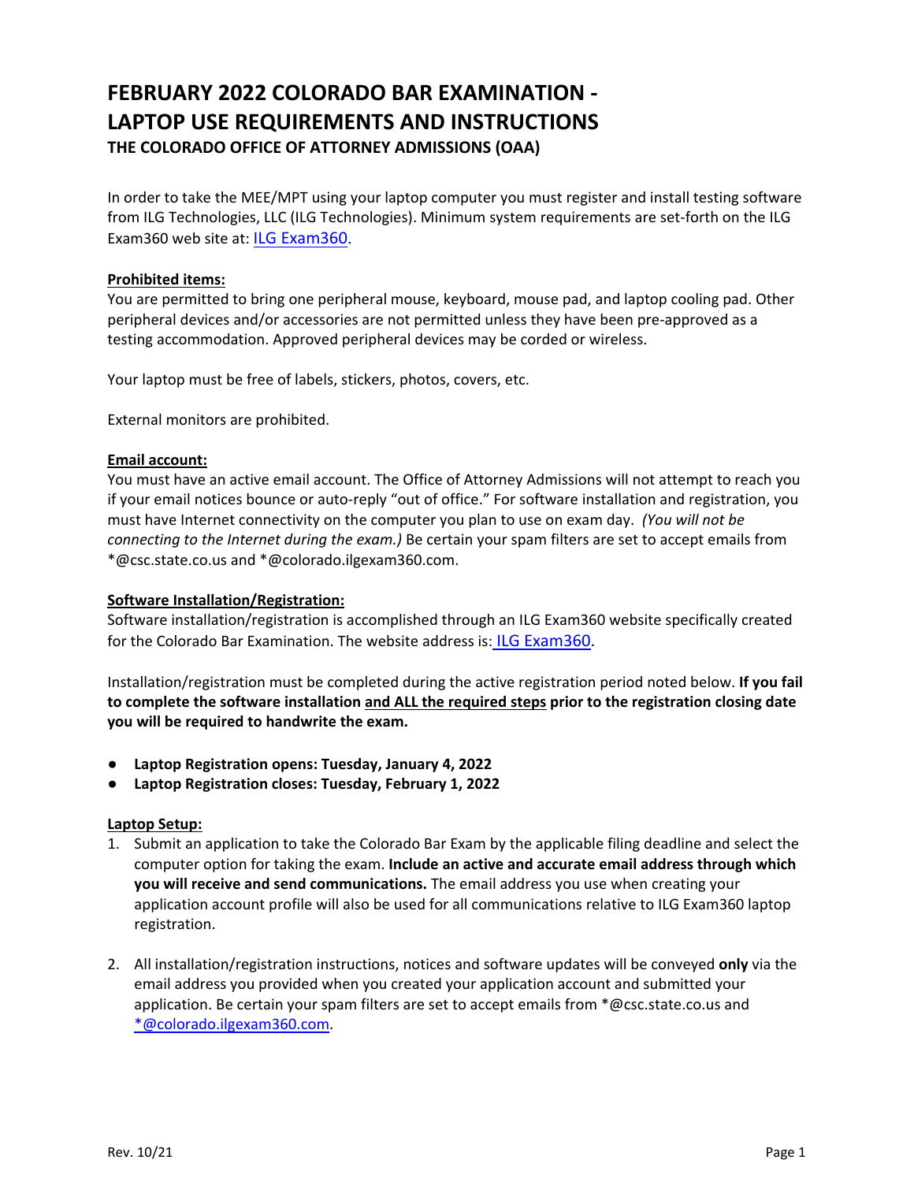# FEBRUARY 2022 COLORADO BAR EXAMINATION - LAPTOP USE REQUIREMENTS AND INSTRUCTIONS

### THE COLORADO OFFICE OF ATTORNEY ADMISSIONS (OAA)

In order to take the MEE/MPT using your laptop computer you must register and install testing software from ILG Technologies, LLC (ILG Technologies). Minimum system requirements are set-forth on the ILG Exam360 web site at: ILG Exam360.

**Prohibited items:**

You are permitted to bring one peripheral mouse, keyboard, mouse pad, and laptop cooling pad. Other peripheral devices and/or accessories are not permitted unless they have been pre-approved as a testing accommodation. Approved peripheral devices may be corded or wireless.

Your laptop must be free of labels, stickers, photos, covers, etc.

External monitors are prohibited.

**Email account:**

You must have an active email account. The Office of Attorney Admissions will not attempt to reach you if your email notices bounce or auto-reply "out of office." For software installation and registration, you must have Internet connectivity on the computer you plan to use on exam day. *(You will not be connecting to the Internet during the exam.)* Be certain your spam filters are set to accept emails from *@csc.state.co.us and *@colorado.ilgexam360.com.

**Software Installation/Registration:**

Software installation/registration is accomplished through an ILG Exam360 website specifically created for the Colorado Bar Examination. The website address is: ILG Exam360.

Installation/registration must be completed during the active registration period noted below. **If you fail to complete the software installation and ALL the required steps prior to the registration closing date you will be required to handwrite the exam.**

- **Laptop Registration opens: Tuesday, January 4, 2022**
- **Laptop Registration closes: Tuesday, February 1, 2022**

**Laptop Setup:**

1. Submit an application to take the Colorado Bar Exam by the applicable filing deadline and select the computer option for taking the exam. **Include an active and accurate email address through which you will receive and send communications.** The email address you use when creating your application account profile will also be used for all communications relative to ILG Exam360 laptop registration.

2. All installation/registration instructions, notices and software updates will be conveyed **only** via the email address you provided when you created your application account and submitted your application. Be certain your spam filters are set to accept emails from *@csc.state.co.us and *@colorado.ilgexam360.com.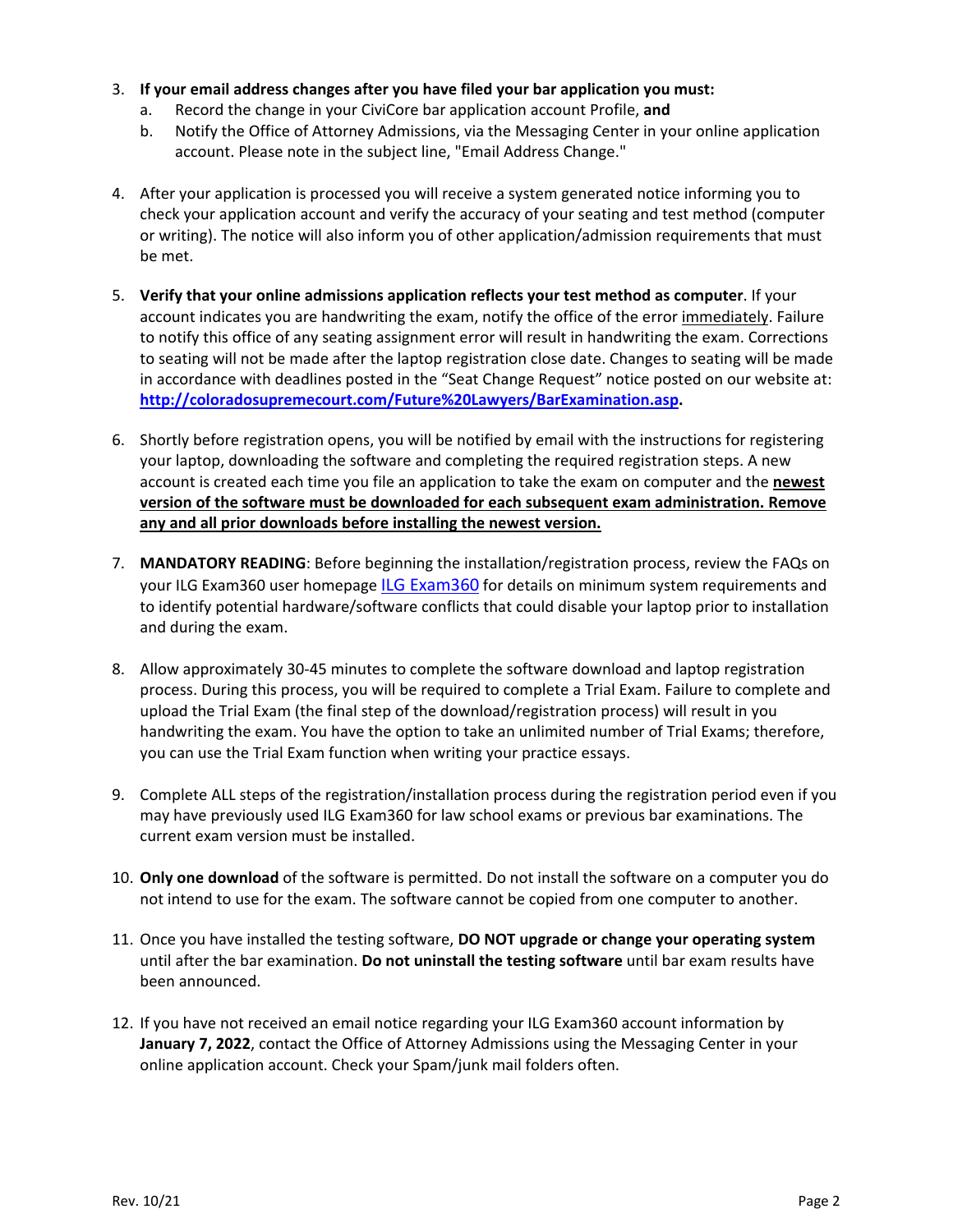3. **If your email address changes after you have filed your bar application you must:**
   a. Record the change in your CiviCore bar application account Profile, **and**
   b. Notify the Office of Attorney Admissions, via the Messaging Center in your online application account. Please note in the subject line, "Email Address Change."

4. After your application is processed you will receive a system generated notice informing you to check your application account and verify the accuracy of your seating and test method (computer or writing). The notice will also inform you of other application/admission requirements that must be met.

5. **Verify that your online admissions application reflects your test method as computer**. If your account indicates you are handwriting the exam, notify the office of the error immediately. Failure to notify this office of any seating assignment error will result in handwriting the exam. Corrections to seating will not be made after the laptop registration close date. Changes to seating will be made in accordance with deadlines posted in the "Seat Change Request" notice posted on our website at: **http://coloradosupremecourt.com/Future%20Lawyers/BarExamination.asp.**

6. Shortly before registration opens, you will be notified by email with the instructions for registering your laptop, downloading the software and completing the required registration steps. A new account is created each time you file an application to take the exam on computer and the **newest version of the software must be downloaded for each subsequent exam administration. Remove any and all prior downloads before installing the newest version.**

7. **MANDATORY READING**: Before beginning the installation/registration process, review the FAQs on your ILG Exam360 user homepage ILG Exam360 for details on minimum system requirements and to identify potential hardware/software conflicts that could disable your laptop prior to installation and during the exam.

8. Allow approximately 30-45 minutes to complete the software download and laptop registration process. During this process, you will be required to complete a Trial Exam. Failure to complete and upload the Trial Exam (the final step of the download/registration process) will result in you handwriting the exam. You have the option to take an unlimited number of Trial Exams; therefore, you can use the Trial Exam function when writing your practice essays.

9. Complete ALL steps of the registration/installation process during the registration period even if you may have previously used ILG Exam360 for law school exams or previous bar examinations. The current exam version must be installed.

10. **Only one download** of the software is permitted. Do not install the software on a computer you do not intend to use for the exam. The software cannot be copied from one computer to another.

11. Once you have installed the testing software, **DO NOT upgrade or change your operating system** until after the bar examination. **Do not uninstall the testing software** until bar exam results have been announced.

12. If you have not received an email notice regarding your ILG Exam360 account information by **January 7, 2022**, contact the Office of Attorney Admissions using the Messaging Center in your online application account. Check your Spam/junk mail folders often.

Rev. 10/21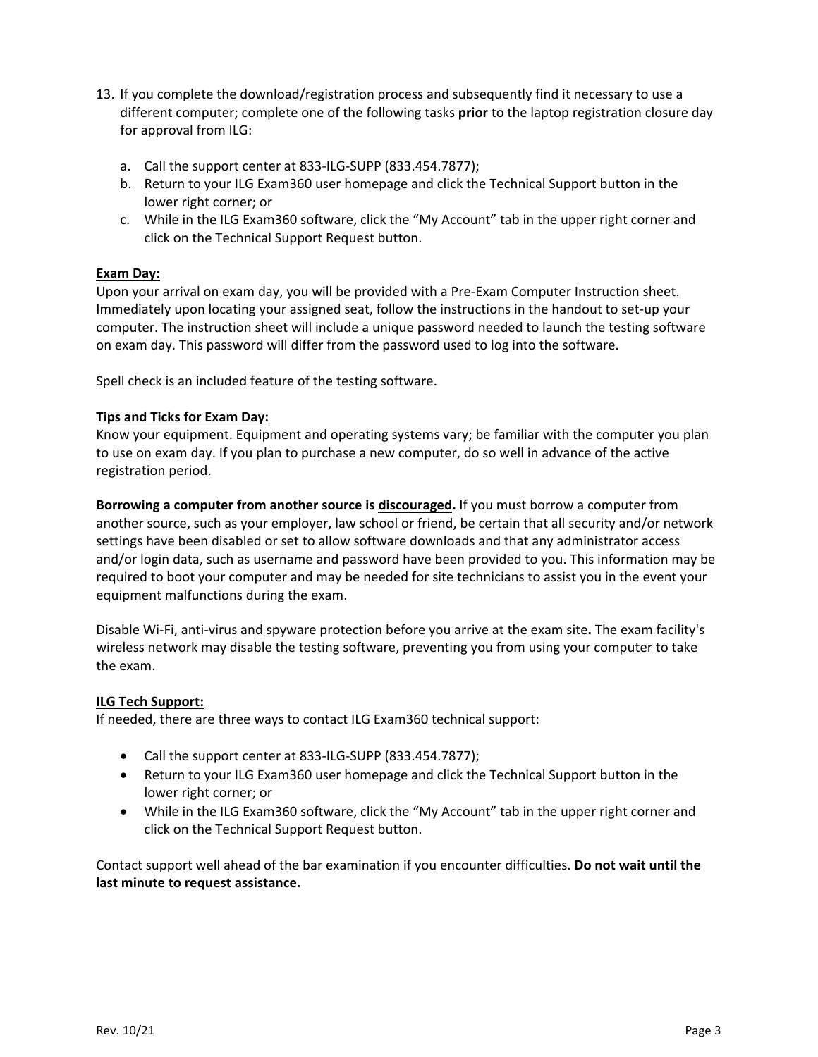13. If you complete the download/registration process and subsequently find it necessary to use a different computer; complete one of the following tasks **prior** to the laptop registration closure day for approval from ILG:

    a. Call the support center at 833-ILG-SUPP (833.454.7877);
    b. Return to your ILG Exam360 user homepage and click the Technical Support button in the lower right corner; or
    c. While in the ILG Exam360 software, click the "My Account" tab in the upper right corner and click on the Technical Support Request button.

<u>**Exam Day:**</u>
Upon your arrival on exam day, you will be provided with a Pre-Exam Computer Instruction sheet. Immediately upon locating your assigned seat, follow the instructions in the handout to set-up your computer. The instruction sheet will include a unique password needed to launch the testing software on exam day. This password will differ from the password used to log into the software.

Spell check is an included feature of the testing software.

<u>**Tips and Ticks for Exam Day:**</u>
Know your equipment. Equipment and operating systems vary; be familiar with the computer you plan to use on exam day. If you plan to purchase a new computer, do so well in advance of the active registration period.

**Borrowing a computer from another source is <u>discouraged</u>.** If you must borrow a computer from another source, such as your employer, law school or friend, be certain that all security and/or network settings have been disabled or set to allow software downloads and that any administrator access and/or login data, such as username and password have been provided to you. This information may be required to boot your computer and may be needed for site technicians to assist you in the event your equipment malfunctions during the exam.

Disable Wi-Fi, anti-virus and spyware protection before you arrive at the exam site**.** The exam facility's wireless network may disable the testing software, preventing you from using your computer to take the exam.

<u>**ILG Tech Support:**</u>
If needed, there are three ways to contact ILG Exam360 technical support:

- Call the support center at 833-ILG-SUPP (833.454.7877);
- Return to your ILG Exam360 user homepage and click the Technical Support button in the lower right corner; or
- While in the ILG Exam360 software, click the "My Account" tab in the upper right corner and click on the Technical Support Request button.

Contact support well ahead of the bar examination if you encounter difficulties. **Do not wait until the last minute to request assistance.**

Rev. 10/21